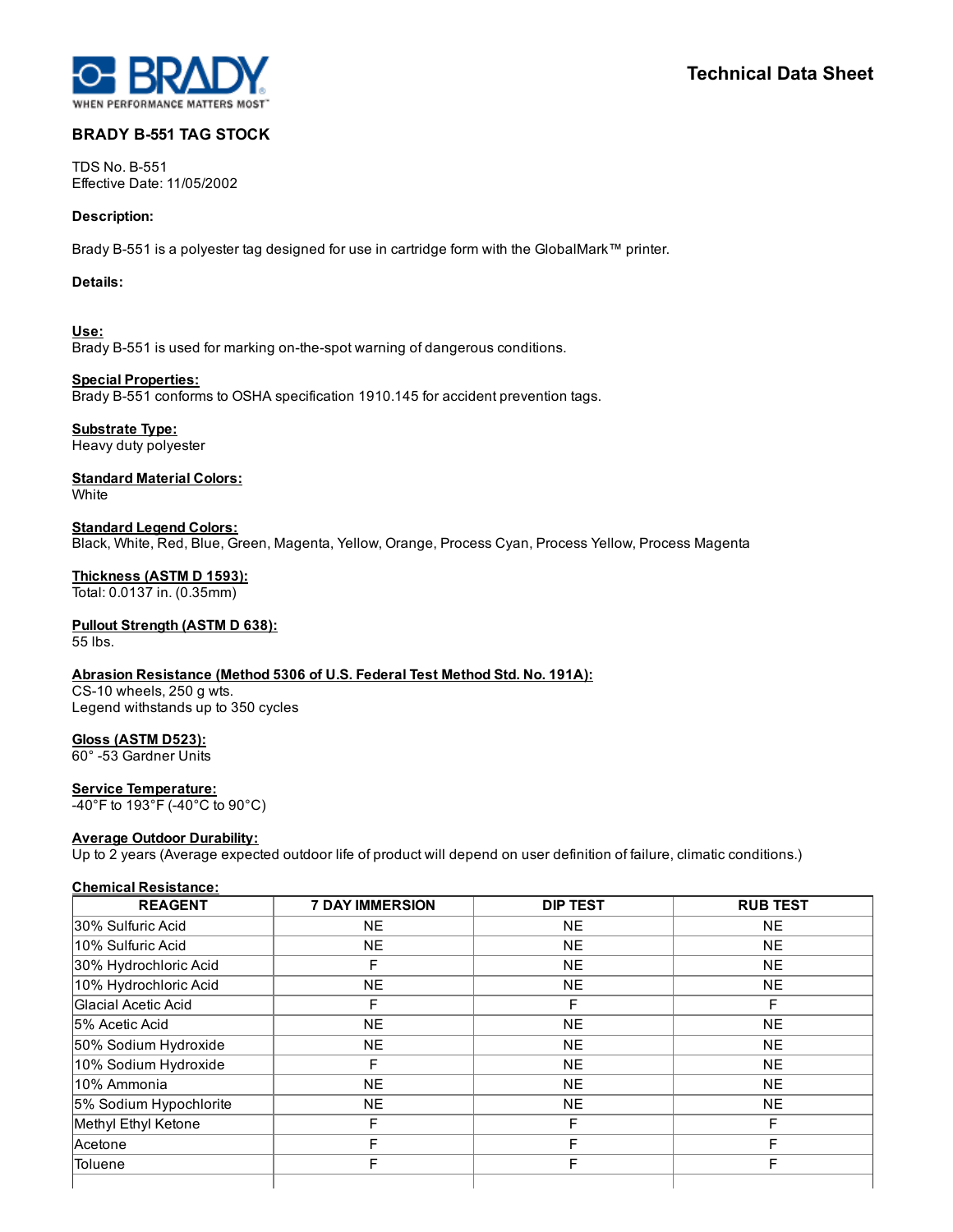**BRADY** WHEN PERFORMANCE MATTERS MOST

# Technical Data Sheet

## BRADY B-551 TAG STOCK

TDS No. B-551
Effective Date: 11/05/2002

### Description:

Brady B-551 is a polyester tag designed for use in cartridge form with the GlobalMark™ printer.

### Details:

**Use:**
Brady B-551 is used for marking on-the-spot warning of dangerous conditions.

**Special Properties:**
Brady B-551 conforms to OSHA specification 1910.145 for accident prevention tags.

**Substrate Type:**
Heavy duty polyester

**Standard Material Colors:**
White

**Standard Legend Colors:**
Black, White, Red, Blue, Green, Magenta, Yellow, Orange, Process Cyan, Process Yellow, Process Magenta

**Thickness (ASTM D 1593):**
Total: 0.0137 in. (0.35mm)

**Pullout Strength (ASTM D 638):**
55 lbs.

**Abrasion Resistance (Method 5306 of U.S. Federal Test Method Std. No. 191A):**
CS-10 wheels, 250 g wts.
Legend withstands up to 350 cycles

**Gloss (ASTM D523):**
60° -53 Gardner Units

**Service Temperature:**
-40°F to 193°F (-40°C to 90°C)

**Average Outdoor Durability:**
Up to 2 years (Average expected outdoor life of product will depend on user definition of failure, climatic conditions.)

**Chemical Resistance:**

| REAGENT | 7 DAY IMMERSION | DIP TEST | RUB TEST |
|---|---|---|---|
| 30% Sulfuric Acid | NE | NE | NE |
| 10% Sulfuric Acid | NE | NE | NE |
| 30% Hydrochloric Acid | F | NE | NE |
| 10% Hydrochloric Acid | NE | NE | NE |
| Glacial Acetic Acid | F | F | F |
| 5% Acetic Acid | NE | NE | NE |
| 50% Sodium Hydroxide | NE | NE | NE |
| 10% Sodium Hydroxide | F | NE | NE |
| 10% Ammonia | NE | NE | NE |
| 5% Sodium Hypochlorite | NE | NE | NE |
| Methyl Ethyl Ketone | F | F | F |
| Acetone | F | F | F |
| Toluene | F | F | F |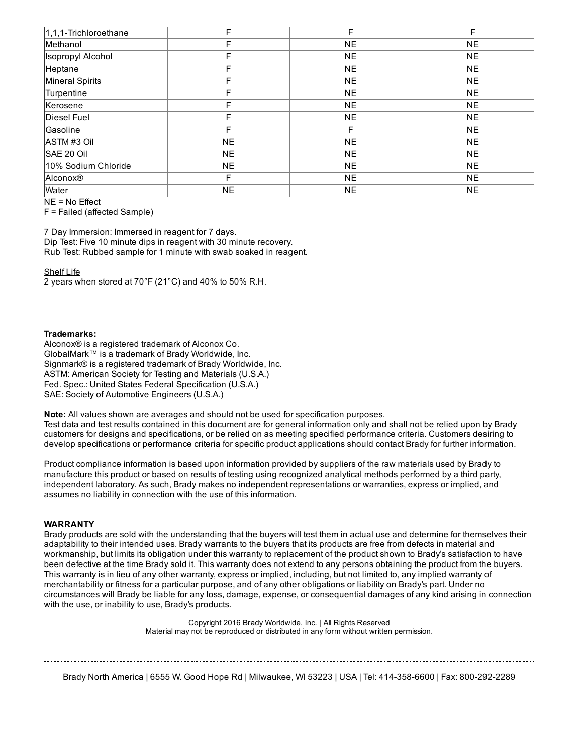| | | | |
|---|---|---|---|
| 1,1,1-Trichloroethane | F | F | F |
| Methanol | F | NE | NE |
| Isopropyl Alcohol | F | NE | NE |
| Heptane | F | NE | NE |
| Mineral Spirits | F | NE | NE |
| Turpentine | F | NE | NE |
| Kerosene | F | NE | NE |
| Diesel Fuel | F | NE | NE |
| Gasoline | F | F | NE |
| ASTM #3 Oil | NE | NE | NE |
| SAE 20 Oil | NE | NE | NE |
| 10% Sodium Chloride | NE | NE | NE |
| Alconox® | F | NE | NE |
| Water | NE | NE | NE |

NE = No Effect
F = Failed (affected Sample)

7 Day Immersion: Immersed in reagent for 7 days.
Dip Test: Five 10 minute dips in reagent with 30 minute recovery.
Rub Test: Rubbed sample for 1 minute with swab soaked in reagent.

Shelf Life
2 years when stored at 70°F (21°C) and 40% to 50% R.H.

**Trademarks:**
Alconox® is a registered trademark of Alconox Co.
GlobalMark™ is a trademark of Brady Worldwide, Inc.
Signmark® is a registered trademark of Brady Worldwide, Inc.
ASTM: American Society for Testing and Materials (U.S.A.)
Fed. Spec.: United States Federal Specification (U.S.A.)
SAE: Society of Automotive Engineers (U.S.A.)

**Note:** All values shown are averages and should not be used for specification purposes.
Test data and test results contained in this document are for general information only and shall not be relied upon by Brady customers for designs and specifications, or be relied on as meeting specified performance criteria. Customers desiring to develop specifications or performance criteria for specific product applications should contact Brady for further information.

Product compliance information is based upon information provided by suppliers of the raw materials used by Brady to manufacture this product or based on results of testing using recognized analytical methods performed by a third party, independent laboratory. As such, Brady makes no independent representations or warranties, express or implied, and assumes no liability in connection with the use of this information.

**WARRANTY**
Brady products are sold with the understanding that the buyers will test them in actual use and determine for themselves their adaptability to their intended uses. Brady warrants to the buyers that its products are free from defects in material and workmanship, but limits its obligation under this warranty to replacement of the product shown to Brady's satisfaction to have been defective at the time Brady sold it. This warranty does not extend to any persons obtaining the product from the buyers. This warranty is in lieu of any other warranty, express or implied, including, but not limited to, any implied warranty of merchantability or fitness for a particular purpose, and of any other obligations or liability on Brady's part. Under no circumstances will Brady be liable for any loss, damage, expense, or consequential damages of any kind arising in connection with the use, or inability to use, Brady's products.

Copyright 2016 Brady Worldwide, Inc. | All Rights Reserved
Material may not be reproduced or distributed in any form without written permission.

Brady North America | 6555 W. Good Hope Rd | Milwaukee, WI 53223 | USA | Tel: 414-358-6600 | Fax: 800-292-2289